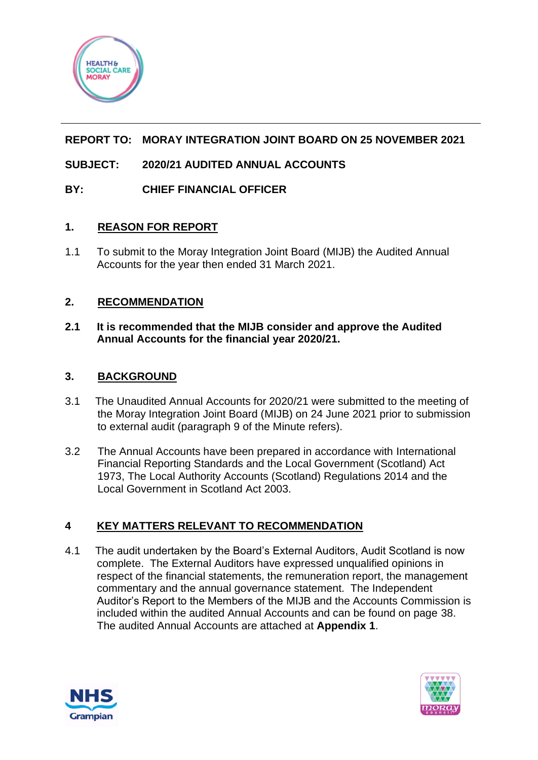**REPORT TO:** **MORAY INTEGRATION JOINT BOARD ON 25 NOVEMBER 2021**

**SUBJECT:** **2020/21 AUDITED ANNUAL ACCOUNTS**

**BY:** **CHIEF FINANCIAL OFFICER**

## 1. REASON FOR REPORT

1.1 To submit to the Moray Integration Joint Board (MIJB) the Audited Annual Accounts for the year then ended 31 March 2021.

## 2. RECOMMENDATION

**2.1 It is recommended that the MIJB consider and approve the Audited Annual Accounts for the financial year 2020/21.**

## 3. BACKGROUND

3.1 The Unaudited Annual Accounts for 2020/21 were submitted to the meeting of the Moray Integration Joint Board (MIJB) on 24 June 2021 prior to submission to external audit (paragraph 9 of the Minute refers).

3.2 The Annual Accounts have been prepared in accordance with International Financial Reporting Standards and the Local Government (Scotland) Act 1973, The Local Authority Accounts (Scotland) Regulations 2014 and the Local Government in Scotland Act 2003.

## 4 KEY MATTERS RELEVANT TO RECOMMENDATION

4.1 The audit undertaken by the Board's External Auditors, Audit Scotland is now complete. The External Auditors have expressed unqualified opinions in respect of the financial statements, the remuneration report, the management commentary and the annual governance statement. The Independent Auditor's Report to the Members of the MIJB and the Accounts Commission is included within the audited Annual Accounts and can be found on page 38. The audited Annual Accounts are attached at **Appendix 1**.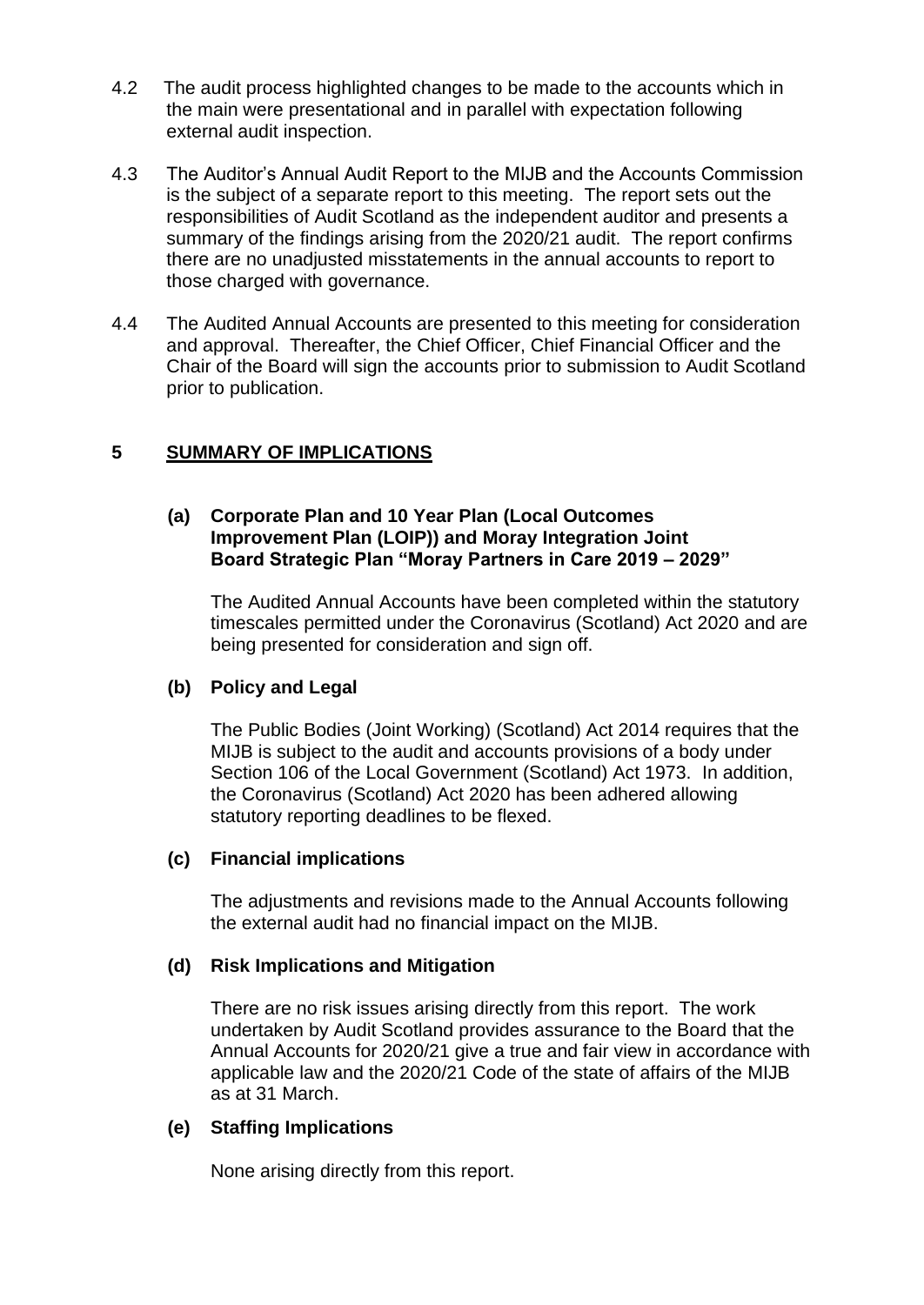4.2 The audit process highlighted changes to be made to the accounts which in the main were presentational and in parallel with expectation following external audit inspection.

4.3 The Auditor's Annual Audit Report to the MIJB and the Accounts Commission is the subject of a separate report to this meeting. The report sets out the responsibilities of Audit Scotland as the independent auditor and presents a summary of the findings arising from the 2020/21 audit. The report confirms there are no unadjusted misstatements in the annual accounts to report to those charged with governance.

4.4 The Audited Annual Accounts are presented to this meeting for consideration and approval. Thereafter, the Chief Officer, Chief Financial Officer and the Chair of the Board will sign the accounts prior to submission to Audit Scotland prior to publication.

## 5 SUMMARY OF IMPLICATIONS

**(a) Corporate Plan and 10 Year Plan (Local Outcomes Improvement Plan (LOIP)) and Moray Integration Joint Board Strategic Plan "Moray Partners in Care 2019 – 2029"**

The Audited Annual Accounts have been completed within the statutory timescales permitted under the Coronavirus (Scotland) Act 2020 and are being presented for consideration and sign off.

**(b) Policy and Legal**

The Public Bodies (Joint Working) (Scotland) Act 2014 requires that the MIJB is subject to the audit and accounts provisions of a body under Section 106 of the Local Government (Scotland) Act 1973. In addition, the Coronavirus (Scotland) Act 2020 has been adhered allowing statutory reporting deadlines to be flexed.

**(c) Financial implications**

The adjustments and revisions made to the Annual Accounts following the external audit had no financial impact on the MIJB.

**(d) Risk Implications and Mitigation**

There are no risk issues arising directly from this report. The work undertaken by Audit Scotland provides assurance to the Board that the Annual Accounts for 2020/21 give a true and fair view in accordance with applicable law and the 2020/21 Code of the state of affairs of the MIJB as at 31 March.

**(e) Staffing Implications**

None arising directly from this report.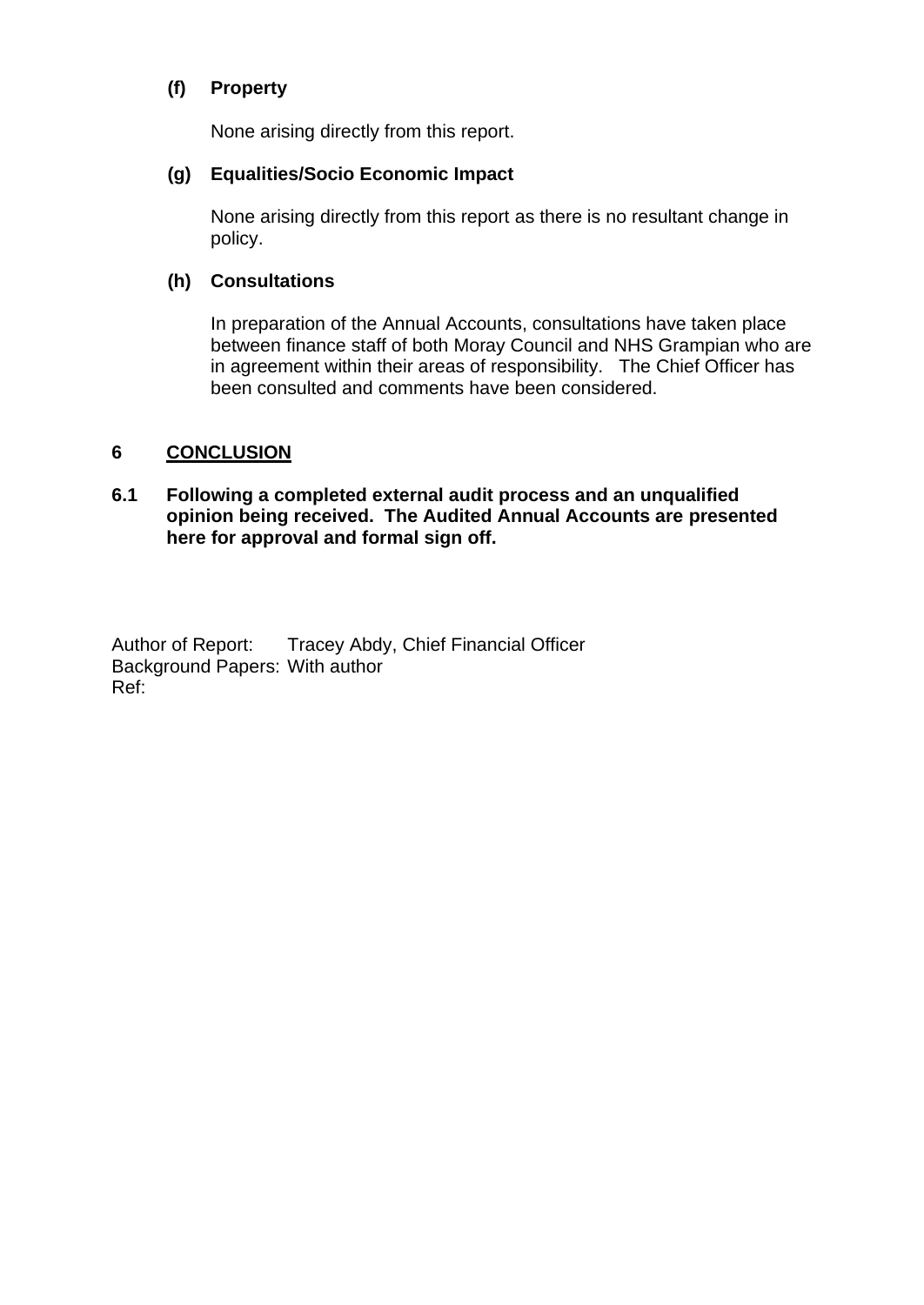**(f) Property**

None arising directly from this report.

**(g) Equalities/Socio Economic Impact**

None arising directly from this report as there is no resultant change in policy.

**(h) Consultations**

In preparation of the Annual Accounts, consultations have taken place between finance staff of both Moray Council and NHS Grampian who are in agreement within their areas of responsibility. The Chief Officer has been consulted and comments have been considered.

## 6 CONCLUSION

**6.1 Following a completed external audit process and an unqualified opinion being received. The Audited Annual Accounts are presented here for approval and formal sign off.**

Author of Report: Tracey Abdy, Chief Financial Officer
Background Papers: With author
Ref: